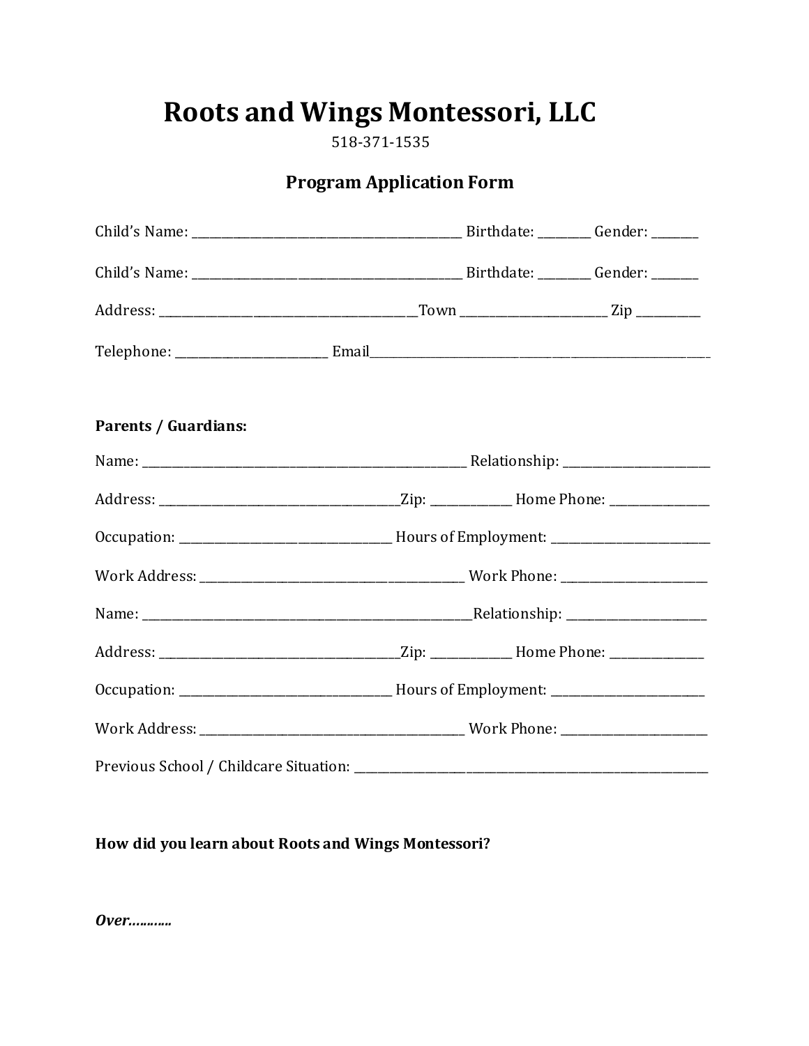# Roots and Wings Montessori, LLC

518-371-1535

## Program Application Form

Child's Name: _____________________________________________ Birthdate: ________ Gender: _______

Child's Name: _____________________________________________ Birthdate: ________ Gender: _______

Address: _________________________________________Town _________________________ Zip __________

Telephone: _________________________ Email_________________________________________________________

**Parents / Guardians:**

Name: ______________________________________________________ Relationship: ________________________

Address: _________________________________________Zip: _____________ Home Phone: ________________

Occupation: ___________________________________ Hours of Employment: _________________________

Work Address: ____________________________________________ Work Phone: ________________________

Name: _______________________________________________________Relationship: _______________________

Address: _________________________________________Zip: _____________ Home Phone: _______________

Occupation: ___________________________________ Hours of Employment: _________________________

Work Address: ____________________________________________ Work Phone: ________________________

Previous School / Childcare Situation: ________________________________________________________________

**How did you learn about Roots and Wings Montessori?**

***Over…………***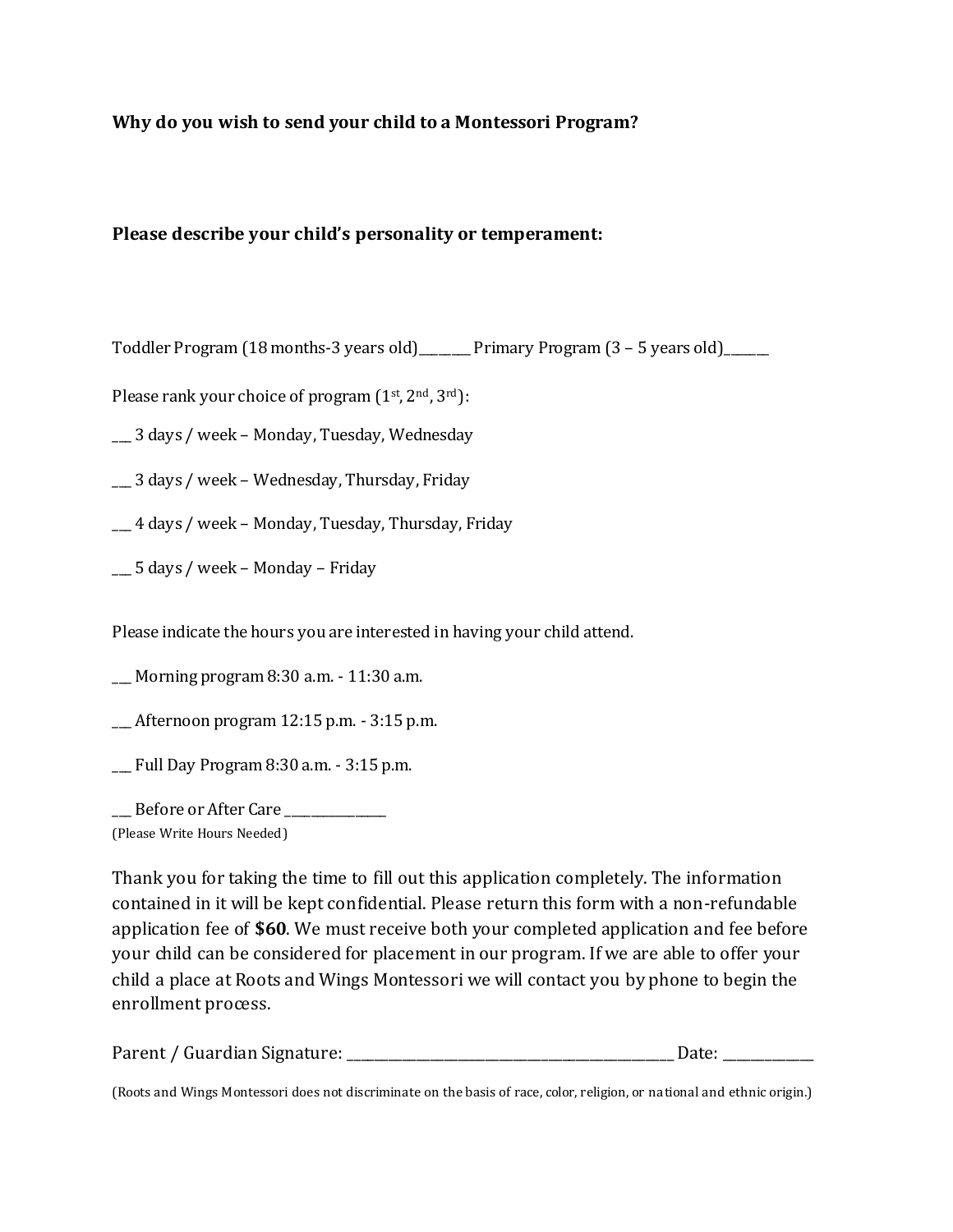**Why do you wish to send your child to a Montessori Program?**

**Please describe your child's personality or temperament:**

Toddler Program (18 months-3 years old)________ Primary Program (3 – 5 years old)_______

Please rank your choice of program (1st, 2nd, 3rd):

___ 3 days / week – Monday, Tuesday, Wednesday

___ 3 days / week – Wednesday, Thursday, Friday

___ 4 days / week – Monday, Tuesday, Thursday, Friday

___ 5 days / week – Monday – Friday

Please indicate the hours you are interested in having your child attend.

___ Morning program 8:30 a.m. - 11:30 a.m.

___ Afternoon program 12:15 p.m. - 3:15 p.m.

___ Full Day Program 8:30 a.m. - 3:15 p.m.

___ Before or After Care ________________
(Please Write Hours Needed)

Thank you for taking the time to fill out this application completely. The information contained in it will be kept confidential. Please return this form with a non-refundable application fee of **$60**. We must receive both your completed application and fee before your child can be considered for placement in our program. If we are able to offer your child a place at Roots and Wings Montessori we will contact you by phone to begin the enrollment process.

Parent / Guardian Signature: ____________________________________________________ Date: ______________

(Roots and Wings Montessori does not discriminate on the basis of race, color, religion, or national and ethnic origin.)